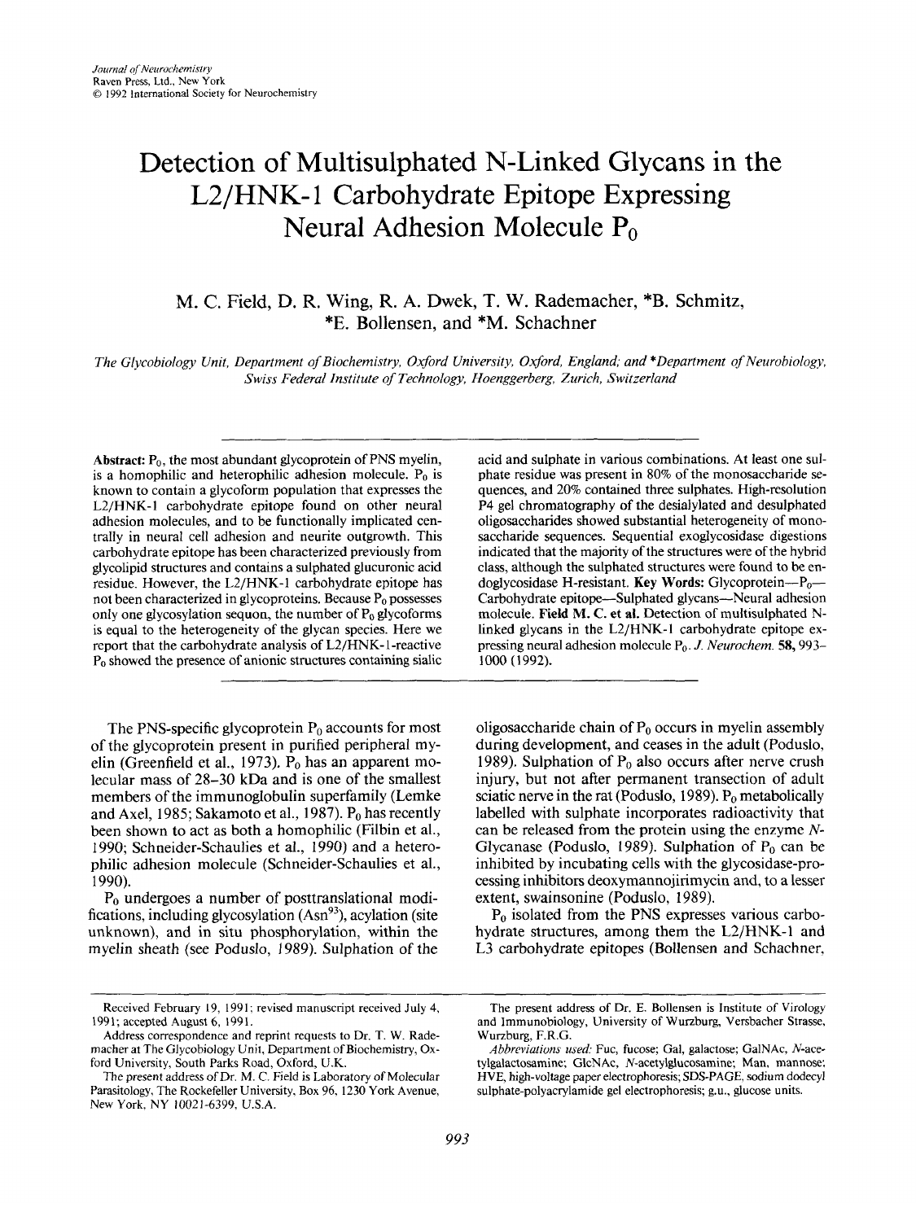*Journal of Neurochemistry*
Raven Press, Ltd., New York
© 1992 International Society for Neurochemistry

# Detection of Multisulphated N-Linked Glycans in the L2/HNK-1 Carbohydrate Epitope Expressing Neural Adhesion Molecule $P_0$

M. C. Field, D. R. Wing, R. A. Dwek, T. W. Rademacher, *B. Schmitz, *E. Bollensen, and *M. Schachner

*The Glycobiology Unit, Department of Biochemistry, Oxford University, Oxford, England; and \*Department of Neurobiology, Swiss Federal Institute of Technology, Hoenggerberg, Zurich, Switzerland*

---

**Abstract:** $P_0$, the most abundant glycoprotein of PNS myelin, is a homophilic and heterophilic adhesion molecule. $P_0$ is known to contain a glycoform population that expresses the L2/HNK-1 carbohydrate epitope found on other neural adhesion molecules, and to be functionally implicated centrally in neural cell adhesion and neurite outgrowth. This carbohydrate epitope has been characterized previously from glycolipid structures and contains a sulphated glucuronic acid residue. However, the L2/HNK-1 carbohydrate epitope has not been characterized in glycoproteins. Because $P_0$ possesses only one glycosylation sequon, the number of $P_0$ glycoforms is equal to the heterogeneity of the glycan species. Here we report that the carbohydrate analysis of L2/HNK-1-reactive $P_0$ showed the presence of anionic structures containing sialic acid and sulphate in various combinations. At least one sulphate residue was present in 80% of the monosaccharide sequences, and 20% contained three sulphates. High-resolution P4 gel chromatography of the desialylated and desulphated oligosaccharides showed substantial heterogeneity of monosaccharide sequences. Sequential exoglycosidase digestions indicated that the majority of the structures were of the hybrid class, although the sulphated structures were found to be endoglycosidase H-resistant. **Key Words:** Glycoprotein—$P_0$—Carbohydrate epitope—Sulphated glycans—Neural adhesion molecule. **Field M. C. et al.** Detection of multisulphated N-linked glycans in the L2/HNK-1 carbohydrate epitope expressing neural adhesion molecule $P_0$. *J. Neurochem.* **58**, 993–1000 (1992).

---

The PNS-specific glycoprotein $P_0$ accounts for most of the glycoprotein present in purified peripheral myelin (Greenfield et al., 1973). $P_0$ has an apparent molecular mass of 28–30 kDa and is one of the smallest members of the immunoglobulin superfamily (Lemke and Axel, 1985; Sakamoto et al., 1987). $P_0$ has recently been shown to act as both a homophilic (Filbin et al., 1990; Schneider-Schaulies et al., 1990) and a heterophilic adhesion molecule (Schneider-Schaulies et al., 1990).

$P_0$ undergoes a number of posttranslational modifications, including glycosylation ($Asn^{93}$), acylation (site unknown), and in situ phosphorylation, within the myelin sheath (see Poduslo, 1989). Sulphation of the oligosaccharide chain of $P_0$ occurs in myelin assembly during development, and ceases in the adult (Poduslo, 1989). Sulphation of $P_0$ also occurs after nerve crush injury, but not after permanent transection of adult sciatic nerve in the rat (Poduslo, 1989). $P_0$ metabolically labelled with sulphate incorporates radioactivity that can be released from the protein using the enzyme *N*-Glycanase (Poduslo, 1989). Sulphation of $P_0$ can be inhibited by incubating cells with the glycosidase-processing inhibitors deoxymannojirimycin and, to a lesser extent, swainsonine (Poduslo, 1989).

$P_0$ isolated from the PNS expresses various carbohydrate structures, among them the L2/HNK-1 and L3 carbohydrate epitopes (Bollensen and Schachner,

---

Received February 19, 1991; revised manuscript received July 4, 1991; accepted August 6, 1991.

Address correspondence and reprint requests to Dr. T. W. Rademacher at The Glycobiology Unit, Department of Biochemistry, Oxford University, South Parks Road, Oxford, U.K.

The present address of Dr. M. C. Field is Laboratory of Molecular Parasitology, The Rockefeller University, Box 96, 1230 York Avenue, New York, NY 10021-6399, U.S.A.

The present address of Dr. E. Bollensen is Institute of Virology and Immunobiology, University of Wurzburg, Versbacher Strasse, Wurzburg, F.R.G.

*Abbreviations used:* Fuc, fucose; Gal, galactose; GalNAc, *N*-acetylgalactosamine; GlcNAc, *N*-acetylglucosamine; Man, mannose; HVE, high-voltage paper electrophoresis; SDS-PAGE, sodium dodecyl sulphate-polyacrylamide gel electrophoresis; g.u., glucose units.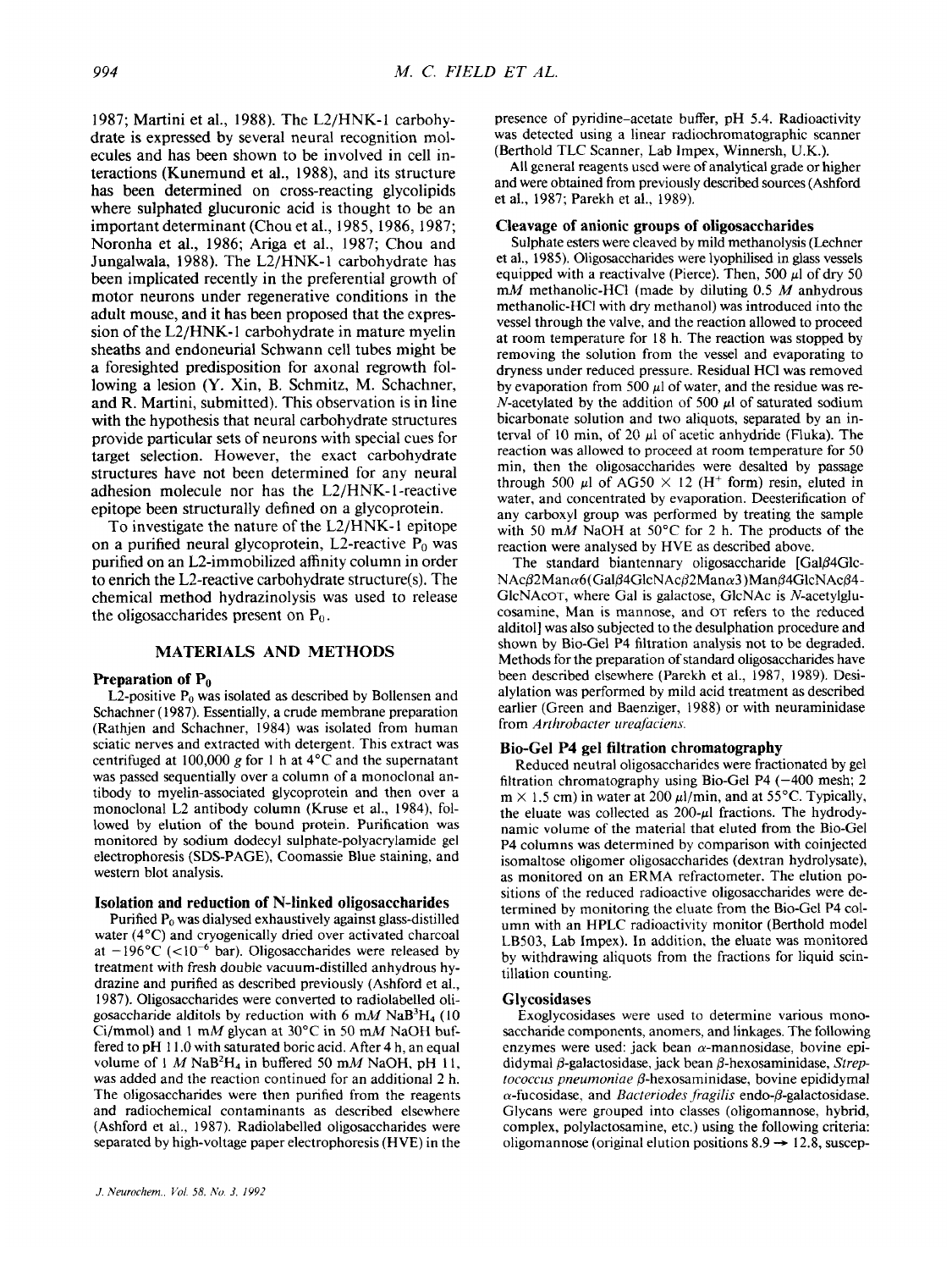1987; Martini et al., 1988). The L2/HNK-1 carbohydrate is expressed by several neural recognition molecules and has been shown to be involved in cell interactions (Kunemund et al., 1988), and its structure has been determined on cross-reacting glycolipids where sulphated glucuronic acid is thought to be an important determinant (Chou et al., 1985, 1986, 1987; Noronha et al., 1986; Ariga et al., 1987; Chou and Jungalwala, 1988). The L2/HNK-1 carbohydrate has been implicated recently in the preferential growth of motor neurons under regenerative conditions in the adult mouse, and it has been proposed that the expression of the L2/HNK-1 carbohydrate in mature myelin sheaths and endoneurial Schwann cell tubes might be a foresighted predisposition for axonal regrowth following a lesion (Y. Xin, B. Schmitz, M. Schachner, and R. Martini, submitted). This observation is in line with the hypothesis that neural carbohydrate structures provide particular sets of neurons with special cues for target selection. However, the exact carbohydrate structures have not been determined for any neural adhesion molecule nor has the L2/HNK-1-reactive epitope been structurally defined on a glycoprotein.

To investigate the nature of the L2/HNK-1 epitope on a purified neural glycoprotein, L2-reactive $P_0$ was purified on an L2-immobilized affinity column in order to enrich the L2-reactive carbohydrate structure(s). The chemical method hydrazinolysis was used to release the oligosaccharides present on $P_0$.

## MATERIALS AND METHODS

### Preparation of $P_0$

L2-positive $P_0$ was isolated as described by Bollensen and Schachner (1987). Essentially, a crude membrane preparation (Rathjen and Schachner, 1984) was isolated from human sciatic nerves and extracted with detergent. This extract was centrifuged at 100,000 *g* for 1 h at 4°C and the supernatant was passed sequentially over a column of a monoclonal antibody to myelin-associated glycoprotein and then over a monoclonal L2 antibody column (Kruse et al., 1984), followed by elution of the bound protein. Purification was monitored by sodium dodecyl sulphate-polyacrylamide gel electrophoresis (SDS-PAGE), Coomassie Blue staining, and western blot analysis.

### Isolation and reduction of N-linked oligosaccharides

Purified $P_0$ was dialysed exhaustively against glass-distilled water (4°C) and cryogenically dried over activated charcoal at −196°C ($<10^{-6}$ bar). Oligosaccharides were released by treatment with fresh double vacuum-distilled anhydrous hydrazine and purified as described previously (Ashford et al., 1987). Oligosaccharides were converted to radiolabelled oligosaccharide alditols by reduction with 6 m*M* $NaB^3H_4$ (10 Ci/mmol) and 1 m*M* glycan at 30°C in 50 m*M* NaOH buffered to pH 11.0 with saturated boric acid. After 4 h, an equal volume of 1 *M* $NaB^2H_4$ in buffered 50 m*M* NaOH, pH 11, was added and the reaction continued for an additional 2 h. The oligosaccharides were then purified from the reagents and radiochemical contaminants as described elsewhere (Ashford et al., 1987). Radiolabelled oligosaccharides were separated by high-voltage paper electrophoresis (HVE) in the presence of pyridine–acetate buffer, pH 5.4. Radioactivity was detected using a linear radiochromatographic scanner (Berthold TLC Scanner, Lab Impex, Winnersh, U.K.).

All general reagents used were of analytical grade or higher and were obtained from previously described sources (Ashford et al., 1987; Parekh et al., 1989).

### Cleavage of anionic groups of oligosaccharides

Sulphate esters were cleaved by mild methanolysis (Lechner et al., 1985). Oligosaccharides were lyophilised in glass vessels equipped with a reactivalve (Pierce). Then, 500 μl of dry 50 m*M* methanolic-HCl (made by diluting 0.5 *M* anhydrous methanolic-HCl with dry methanol) was introduced into the vessel through the valve, and the reaction allowed to proceed at room temperature for 18 h. The reaction was stopped by removing the solution from the vessel and evaporating to dryness under reduced pressure. Residual HCl was removed by evaporation from 500 μl of water, and the residue was re-*N*-acetylated by the addition of 500 μl of saturated sodium bicarbonate solution and two aliquots, separated by an interval of 10 min, of 20 μl of acetic anhydride (Fluka). The reaction was allowed to proceed at room temperature for 50 min, then the oligosaccharides were desalted by passage through 500 μl of AG50 × 12 ($H^+$ form) resin, eluted in water, and concentrated by evaporation. Deesterification of any carboxyl group was performed by treating the sample with 50 m*M* NaOH at 50°C for 2 h. The products of the reaction were analysed by HVE as described above.

The standard biantennary oligosaccharide [Galβ4GlcNAcβ2Manα6(Galβ4GlcNAcβ2Manα3)Manβ4GlcNAcβ4-GlcNAcOT, where Gal is galactose, GlcNAc is *N*-acetylglucosamine, Man is mannose, and OT refers to the reduced alditol] was also subjected to the desulphation procedure and shown by Bio-Gel P4 filtration analysis not to be degraded. Methods for the preparation of standard oligosaccharides have been described elsewhere (Parekh et al., 1987, 1989). Desialylation was performed by mild acid treatment as described earlier (Green and Baenziger, 1988) or with neuraminidase from *Arthrobacter ureafaciens*.

### Bio-Gel P4 gel filtration chromatography

Reduced neutral oligosaccharides were fractionated by gel filtration chromatography using Bio-Gel P4 (−400 mesh; 2 m × 1.5 cm) in water at 200 μl/min, and at 55°C. Typically, the eluate was collected as 200-μl fractions. The hydrodynamic volume of the material that eluted from the Bio-Gel P4 columns was determined by comparison with coinjected isomaltose oligomer oligosaccharides (dextran hydrolysate), as monitored on an ERMA refractometer. The elution positions of the reduced radioactive oligosaccharides were determined by monitoring the eluate from the Bio-Gel P4 column with an HPLC radioactivity monitor (Berthold model LB503, Lab Impex). In addition, the eluate was monitored by withdrawing aliquots from the fractions for liquid scintillation counting.

### Glycosidases

Exoglycosidases were used to determine various monosaccharide components, anomers, and linkages. The following enzymes were used: jack bean α-mannosidase, bovine epididymal β-galactosidase, jack bean β-hexosaminidase, *Streptococcus pneumoniae* β-hexosaminidase, bovine epididymal α-fucosidase, and *Bacteriodes fragilis* endo-β-galactosidase. Glycans were grouped into classes (oligomannose, hybrid, complex, polylactosamine, etc.) using the following criteria: oligomannose (original elution positions 8.9 → 12.8, suscep-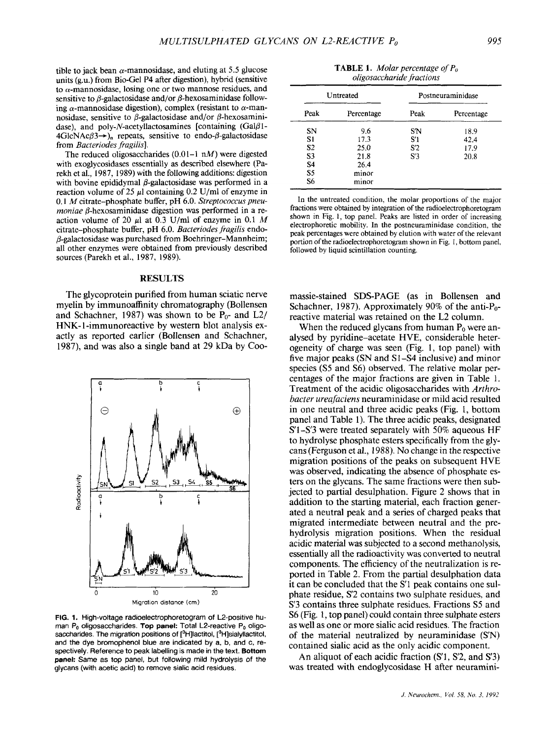tible to jack bean α-mannosidase, and eluting at 5.5 glucose units (g.u.) from Bio-Gel P4 after digestion), hybrid (sensitive to α-mannosidase, losing one or two mannose residues, and sensitive to β-galactosidase and/or β-hexosaminidase following α-mannosidase digestion), complex (resistant to α-mannosidase, sensitive to β-galactosidase and/or β-hexosaminidase), and poly-N-acetyllactosamines [containing (Galβ1-4GlcNAcβ3→)$_n$ repeats, sensitive to endo-β-galactosidase from *Bacteriodes fragilis*].

The reduced oligosaccharides (0.01–1 n*M*) were digested with exoglycosidases essentially as described elsewhere (Parekh et al., 1987, 1989) with the following additions: digestion with bovine epididymal β-galactosidase was performed in a reaction volume of 25 μl containing 0.2 U/ml of enzyme in 0.1 *M* citrate–phosphate buffer, pH 6.0. *Streptococcus pneumoniae* β-hexosaminidase digestion was performed in a reaction volume of 20 μl at 0.3 U/ml of enzyme in 0.1 *M* citrate–phosphate buffer, pH 6.0. *Bacteriodes fragilis* endo-β-galactosidase was purchased from Boehringer–Mannheim; all other enzymes were obtained from previously described sources (Parekh et al., 1987, 1989).

## RESULTS

The glycoprotein purified from human sciatic nerve myelin by immunoaffinity chromatography (Bollensen and Schachner, 1987) was shown to be $P_0$- and L2/HNK-1-immunoreactive by western blot analysis exactly as reported earlier (Bollensen and Schachner, 1987), and was also a single band at 29 kDa by Coomassie-stained SDS-PAGE (as in Bollensen and Schachner, 1987). Approximately 90% of the anti-$P_0$-reactive material was retained on the L2 column.

**FIG. 1.** High-voltage radioelectrophoretogram of L2-positive human $P_0$ oligosaccharides. **Top panel:** Total L2-reactive $P_0$ oligosaccharides. The migration positions of [$^3$H]lactitol, [$^3$H]sialyllactitol, and the dye bromophenol blue are indicated by a, b, and c, respectively. Reference to peak labelling is made in the text. **Bottom panel:** Same as top panel, but following mild hydrolysis of the glycans (with acetic acid) to remove sialic acid residues.

When the reduced glycans from human $P_0$ were analysed by pyridine–acetate HVE, considerable heterogeneity of charge was seen (Fig. 1, top panel) with five major peaks (SN and S1–S4 inclusive) and minor species (S5 and S6) observed. The relative molar percentages of the major fractions are given in Table 1. Treatment of the acidic oligosaccharides with *Arthrobacter ureafaciens* neuraminidase or mild acid resulted in one neutral and three acidic peaks (Fig. 1, bottom panel and Table 1). The three acidic peaks, designated S′1–S′3 were treated separately with 50% aqueous HF to hydrolyse phosphate esters specifically from the glycans (Ferguson et al., 1988). No change in the respective migration positions of the peaks on subsequent HVE was observed, indicating the absence of phosphate esters on the glycans. The same fractions were then subjected to partial desulphation. Figure 2 shows that in addition to the starting material, each fraction generated a neutral peak and a series of charged peaks that migrated intermediate between neutral and the prehydrolysis migration positions. When the residual acidic material was subjected to a second methanolysis, essentially all the radioactivity was converted to neutral components. The efficiency of the neutralization is reported in Table 2. From the partial desulphation data it can be concluded that the S′1 peak contains one sulphate residue, S′2 contains two sulphate residues, and S′3 contains three sulphate residues. Fractions S5 and S6 (Fig. 1, top panel) could contain three sulphate esters as well as one or more sialic acid residues. The fraction of the material neutralized by neuraminidase (S′N) contained sialic acid as the only acidic component.

**TABLE 1.** *Molar percentage of $P_0$ oligosaccharide fractions*

| Untreated | | Postneuraminidase | |
|---|---|---|---|
| Peak | Percentage | Peak | Percentage |
| SN | 9.6 | S′N | 18.9 |
| S1 | 17.3 | S′1 | 42.4 |
| S2 | 25.0 | S′2 | 17.9 |
| S3 | 21.8 | S′3 | 20.8 |
| S4 | 26.4 | | |
| S5 | minor | | |
| S6 | minor | | |

In the untreated condition, the molar proportions of the major fractions were obtained by integration of the radioelectrophoretogram shown in Fig. 1, top panel. Peaks are listed in order of increasing electrophoretic mobility. In the postneuraminidase condition, the peak percentages were obtained by elution with water of the relevant portion of the radioelectrophoretogram shown in Fig. 1, bottom panel, followed by liquid scintillation counting.

An aliquot of each acidic fraction (S′1, S′2, and S′3) was treated with endoglycosidase H after neuramini-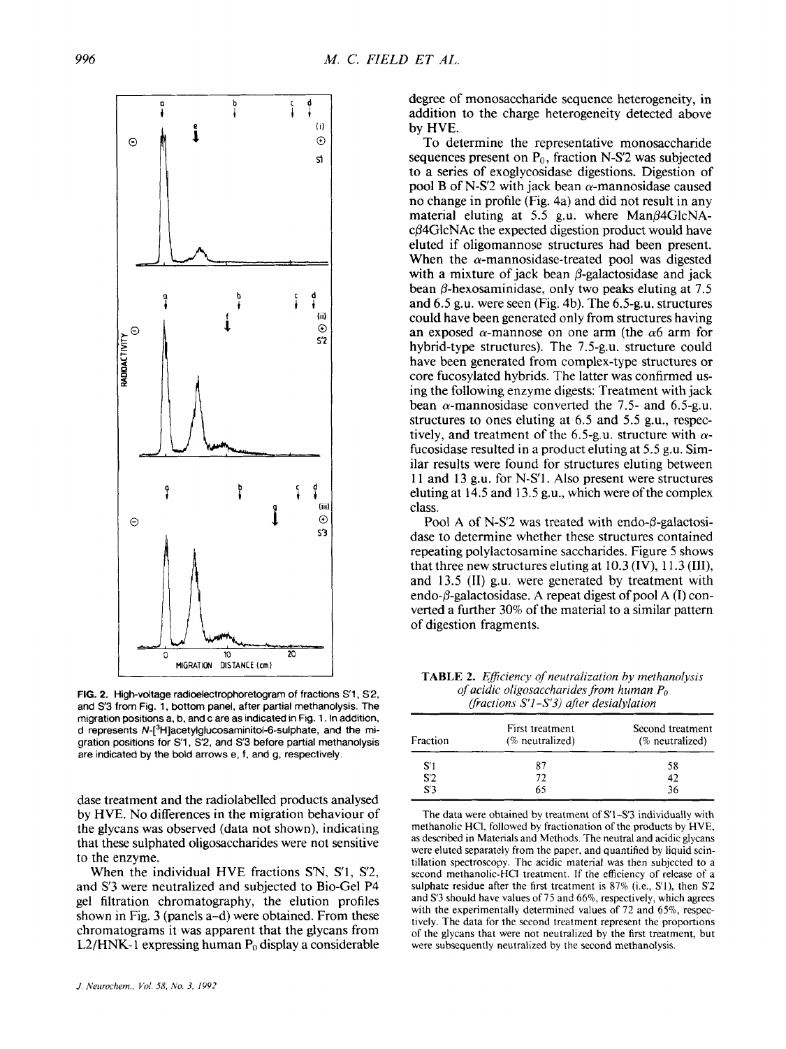FIG. 2. High-voltage radioelectrophoretogram of fractions S'1, S'2, and S'3 from Fig. 1, bottom panel, after partial methanolysis. The migration positions a, b, and c are as indicated in Fig. 1. In addition, d represents N-[$^3$H]acetylglucosaminitol-6-sulphate, and the migration positions for S'1, S'2, and S'3 before partial methanolysis are indicated by the bold arrows e, f, and g, respectively.

dase treatment and the radiolabelled products analysed by HVE. No differences in the migration behaviour of the glycans was observed (data not shown), indicating that these sulphated oligosaccharides were not sensitive to the enzyme.

When the individual HVE fractions S'N, S'1, S'2, and S'3 were neutralized and subjected to Bio-Gel P4 gel filtration chromatography, the elution profiles shown in Fig. 3 (panels a–d) were obtained. From these chromatograms it was apparent that the glycans from L2/HNK-1 expressing human $P_0$ display a considerable degree of monosaccharide sequence heterogeneity, in addition to the charge heterogeneity detected above by HVE.

To determine the representative monosaccharide sequences present on $P_0$, fraction N-S'2 was subjected to a series of exoglycosidase digestions. Digestion of pool B of N-S'2 with jack bean α-mannosidase caused no change in profile (Fig. 4a) and did not result in any material eluting at 5.5 g.u. where Manβ4GlcNAcβ4GlcNAc the expected digestion product would have eluted if oligomannose structures had been present. When the α-mannosidase-treated pool was digested with a mixture of jack bean β-galactosidase and jack bean β-hexosaminidase, only two peaks eluting at 7.5 and 6.5 g.u. were seen (Fig. 4b). The 6.5-g.u. structures could have been generated only from structures having an exposed α-mannose on one arm (the α6 arm for hybrid-type structures). The 7.5-g.u. structure could have been generated from complex-type structures or core fucosylated hybrids. The latter was confirmed using the following enzyme digests: Treatment with jack bean α-mannosidase converted the 7.5- and 6.5-g.u. structures to ones eluting at 6.5 and 5.5 g.u., respectively, and treatment of the 6.5-g.u. structure with α-fucosidase resulted in a product eluting at 5.5 g.u. Similar results were found for structures eluting between 11 and 13 g.u. for N-S'1. Also present were structures eluting at 14.5 and 13.5 g.u., which were of the complex class.

Pool A of N-S'2 was treated with endo-β-galactosidase to determine whether these structures contained repeating polylactosamine saccharides. Figure 5 shows that three new structures eluting at 10.3 (IV), 11.3 (III), and 13.5 (II) g.u. were generated by treatment with endo-β-galactosidase. A repeat digest of pool A (I) converted a further 30% of the material to a similar pattern of digestion fragments.

**TABLE 2.** *Efficiency of neutralization by methanolysis of acidic oligosaccharides from human $P_0$ (fractions S'1–S'3) after desialylation*

| Fraction | First treatment (% neutralized) | Second treatment (% neutralized) |
|---|---|---|
| S'1 | 87 | 58 |
| S'2 | 72 | 42 |
| S'3 | 65 | 36 |

The data were obtained by treatment of S'1–S'3 individually with methanolic HCl, followed by fractionation of the products by HVE, as described in Materials and Methods. The neutral and acidic glycans were eluted separately from the paper, and quantified by liquid scintillation spectroscopy. The acidic material was then subjected to a second methanolic-HCl treatment. If the efficiency of release of a sulphate residue after the first treatment is 87% (i.e., S'1), then S'2 and S'3 should have values of 75 and 66%, respectively, which agrees with the experimentally determined values of 72 and 65%, respectively. The data for the second treatment represent the proportions of the glycans that were not neutralized by the first treatment, but were subsequently neutralized by the second methanolysis.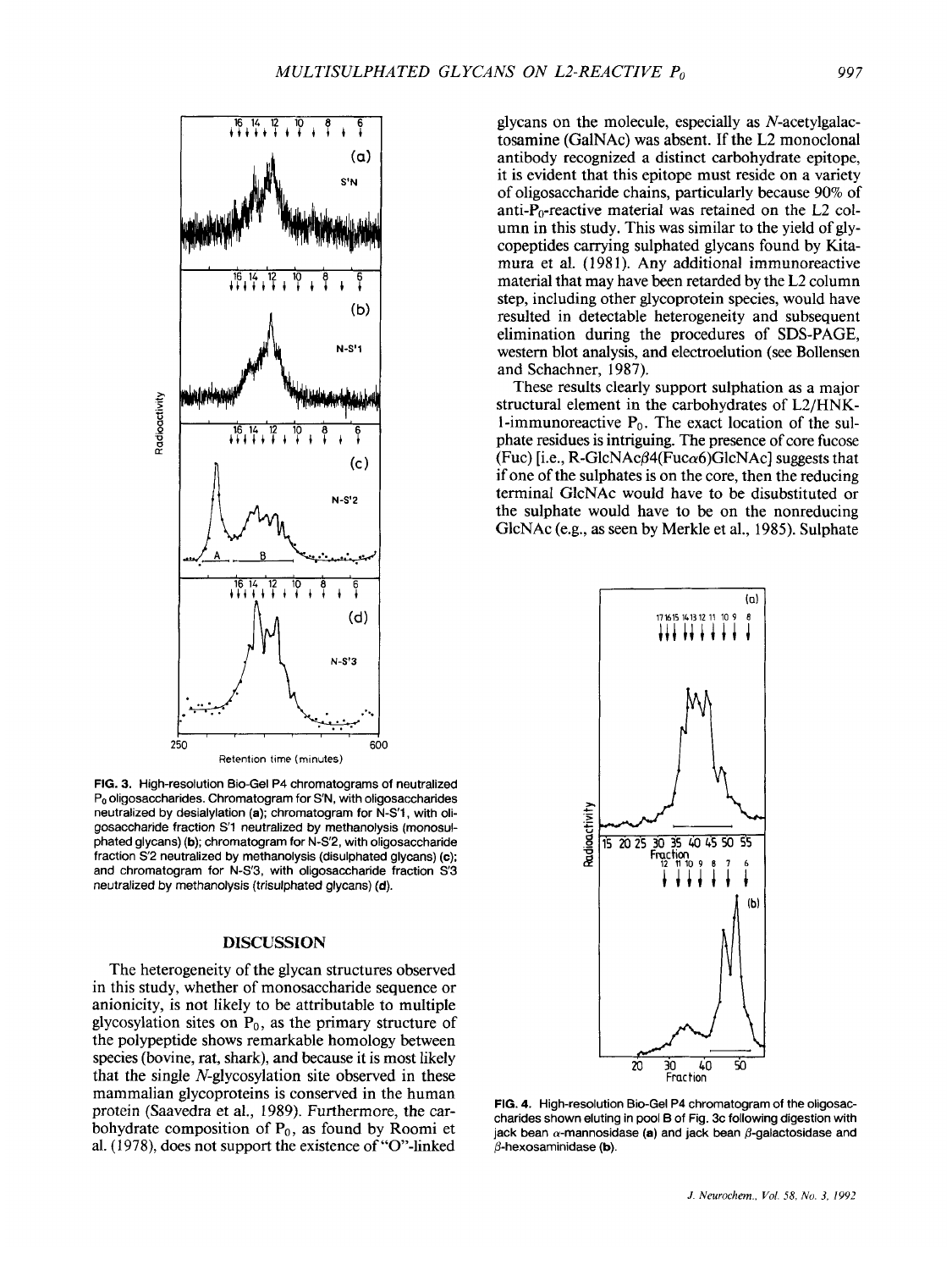FIG. 3. High-resolution Bio-Gel P4 chromatograms of neutralized $P_0$ oligosaccharides. Chromatogram for S'N, with oligosaccharides neutralized by desialylation **(a)**; chromatogram for N-S'1, with oligosaccharide fraction S'1 neutralized by methanolysis (monosulphated glycans) **(b)**; chromatogram for N-S'2, with oligosaccharide fraction S'2 neutralized by methanolysis (disulphated glycans) **(c)**; and chromatogram for N-S'3, with oligosaccharide fraction S'3 neutralized by methanolysis (trisulphated glycans) **(d)**.

## DISCUSSION

The heterogeneity of the glycan structures observed in this study, whether of monosaccharide sequence or anionicity, is not likely to be attributable to multiple glycosylation sites on $P_0$, as the primary structure of the polypeptide shows remarkable homology between species (bovine, rat, shark), and because it is most likely that the single *N*-glycosylation site observed in these mammalian glycoproteins is conserved in the human protein (Saavedra et al., 1989). Furthermore, the carbohydrate composition of $P_0$, as found by Roomi et al. (1978), does not support the existence of "O"-linked glycans on the molecule, especially as *N*-acetylgalactosamine (GalNAc) was absent. If the L2 monoclonal antibody recognized a distinct carbohydrate epitope, it is evident that this epitope must reside on a variety of oligosaccharide chains, particularly because 90% of anti-$P_0$-reactive material was retained on the L2 column in this study. This was similar to the yield of glycopeptides carrying sulphated glycans found by Kitamura et al. (1981). Any additional immunoreactive material that may have been retarded by the L2 column step, including other glycoprotein species, would have resulted in detectable heterogeneity and subsequent elimination during the procedures of SDS-PAGE, western blot analysis, and electroelution (see Bollensen and Schachner, 1987).

These results clearly support sulphation as a major structural element in the carbohydrates of L2/HNK-1-immunoreactive $P_0$. The exact location of the sulphate residues is intriguing. The presence of core fucose (Fuc) [i.e., R-GlcNAc$\beta$4(Fuc$\alpha$6)GlcNAc] suggests that if one of the sulphates is on the core, then the reducing terminal GlcNAc would have to be disubstituted or the sulphate would have to be on the nonreducing GlcNAc (e.g., as seen by Merkle et al., 1985). Sulphate

FIG. 4. High-resolution Bio-Gel P4 chromatogram of the oligosaccharides shown eluting in pool B of Fig. 3c following digestion with jack bean $\alpha$-mannosidase **(a)** and jack bean $\beta$-galactosidase and $\beta$-hexosaminidase **(b)**.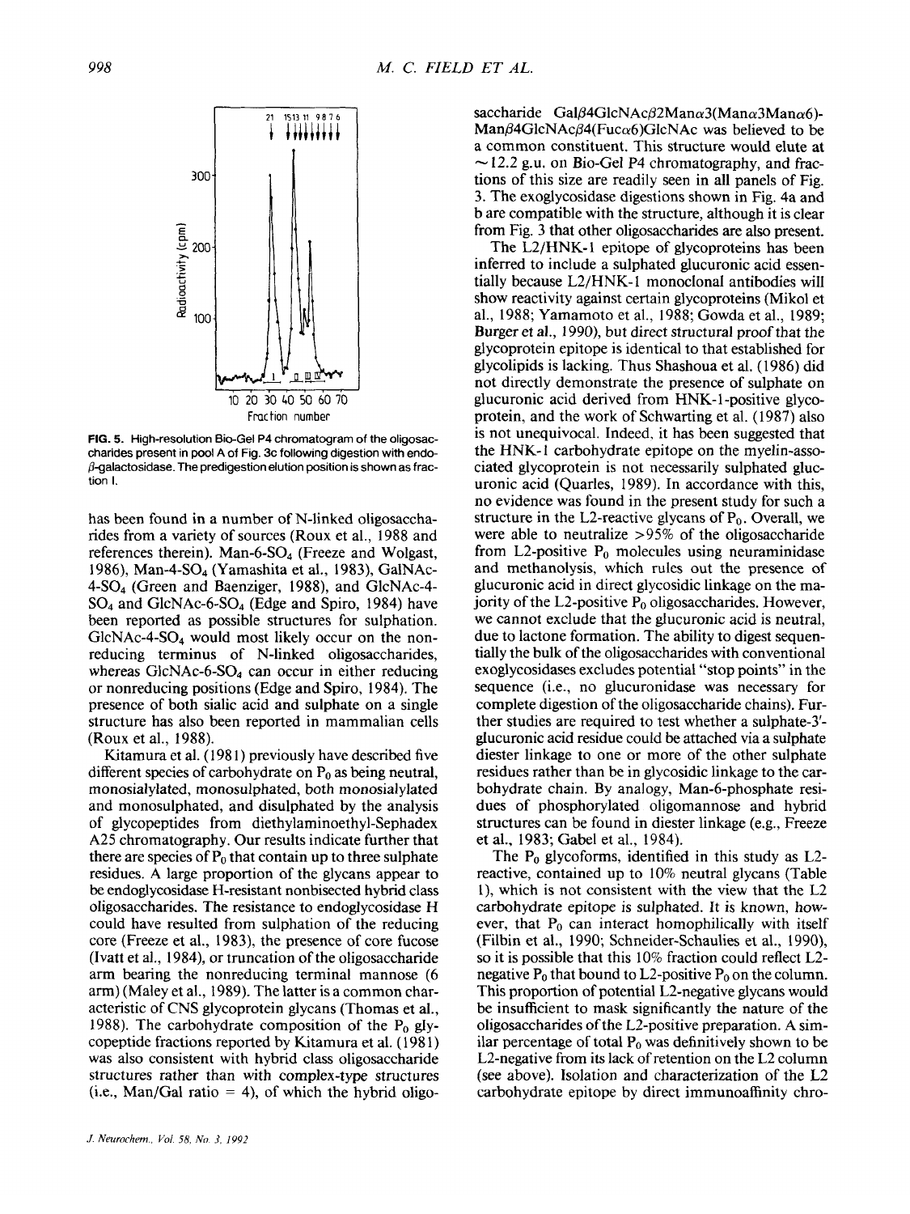FIG. 5. High-resolution Bio-Gel P4 chromatogram of the oligosaccharides present in pool A of Fig. 3c following digestion with endo-β-galactosidase. The predigestion elution position is shown as fraction I.

has been found in a number of N-linked oligosaccharides from a variety of sources (Roux et al., 1988 and references therein). Man-6-$SO_4$ (Freeze and Wolgast, 1986), Man-4-$SO_4$ (Yamashita et al., 1983), GalNAc-4-$SO_4$ (Green and Baenziger, 1988), and GlcNAc-4-$SO_4$ and GlcNAc-6-$SO_4$ (Edge and Spiro, 1984) have been reported as possible structures for sulphation. GlcNAc-4-$SO_4$ would most likely occur on the nonreducing terminus of N-linked oligosaccharides, whereas GlcNAc-6-$SO_4$ can occur in either reducing or nonreducing positions (Edge and Spiro, 1984). The presence of both sialic acid and sulphate on a single structure has also been reported in mammalian cells (Roux et al., 1988).

Kitamura et al. (1981) previously have described five different species of carbohydrate on $P_0$ as being neutral, monosialylated, monosulphated, both monosialylated and monosulphated, and disulphated by the analysis of glycopeptides from diethylaminoethyl-Sephadex A25 chromatography. Our results indicate further that there are species of $P_0$ that contain up to three sulphate residues. A large proportion of the glycans appear to be endoglycosidase H-resistant nonbisected hybrid class oligosaccharides. The resistance to endoglycosidase H could have resulted from sulphation of the reducing core (Freeze et al., 1983), the presence of core fucose (Ivatt et al., 1984), or truncation of the oligosaccharide arm bearing the nonreducing terminal mannose (6 arm) (Maley et al., 1989). The latter is a common characteristic of CNS glycoprotein glycans (Thomas et al., 1988). The carbohydrate composition of the $P_0$ glycopeptide fractions reported by Kitamura et al. (1981) was also consistent with hybrid class oligosaccharide structures rather than with complex-type structures (i.e., Man/Gal ratio = 4), of which the hybrid oligosaccharide Galβ4GlcNAcβ2Manα3(Manα3Manα6)-Manβ4GlcNAcβ4(Fucα6)GlcNAc was believed to be a common constituent. This structure would elute at ~12.2 g.u. on Bio-Gel P4 chromatography, and fractions of this size are readily seen in all panels of Fig. 3. The exoglycosidase digestions shown in Fig. 4a and b are compatible with the structure, although it is clear from Fig. 3 that other oligosaccharides are also present.

The L2/HNK-1 epitope of glycoproteins has been inferred to include a sulphated glucuronic acid essentially because L2/HNK-1 monoclonal antibodies will show reactivity against certain glycoproteins (Mikol et al., 1988; Yamamoto et al., 1988; Gowda et al., 1989; Burger et al., 1990), but direct structural proof that the glycoprotein epitope is identical to that established for glycolipids is lacking. Thus Shashoua et al. (1986) did not directly demonstrate the presence of sulphate on glucuronic acid derived from HNK-1-positive glycoprotein, and the work of Schwarting et al. (1987) also is not unequivocal. Indeed, it has been suggested that the HNK-1 carbohydrate epitope on the myelin-associated glycoprotein is not necessarily sulphated glucuronic acid (Quarles, 1989). In accordance with this, no evidence was found in the present study for such a structure in the L2-reactive glycans of $P_0$. Overall, we were able to neutralize >95% of the oligosaccharide from L2-positive $P_0$ molecules using neuraminidase and methanolysis, which rules out the presence of glucuronic acid in direct glycosidic linkage on the majority of the L2-positive $P_0$ oligosaccharides. However, we cannot exclude that the glucuronic acid is neutral, due to lactone formation. The ability to digest sequentially the bulk of the oligosaccharides with conventional exoglycosidases excludes potential "stop points" in the sequence (i.e., no glucuronidase was necessary for complete digestion of the oligosaccharide chains). Further studies are required to test whether a sulphate-3'-glucuronic acid residue could be attached via a sulphate diester linkage to one or more of the other sulphate residues rather than be in glycosidic linkage to the carbohydrate chain. By analogy, Man-6-phosphate residues of phosphorylated oligomannose and hybrid structures can be found in diester linkage (e.g., Freeze et al., 1983; Gabel et al., 1984).

The $P_0$ glycoforms, identified in this study as L2-reactive, contained up to 10% neutral glycans (Table 1), which is not consistent with the view that the L2 carbohydrate epitope is sulphated. It is known, however, that $P_0$ can interact homophilically with itself (Filbin et al., 1990; Schneider-Schaulies et al., 1990), so it is possible that this 10% fraction could reflect L2-negative $P_0$ that bound to L2-positive $P_0$ on the column. This proportion of potential L2-negative glycans would be insufficient to mask significantly the nature of the oligosaccharides of the L2-positive preparation. A similar percentage of total $P_0$ was definitively shown to be L2-negative from its lack of retention on the L2 column (see above). Isolation and characterization of the L2 carbohydrate epitope by direct immunoaffinity chro-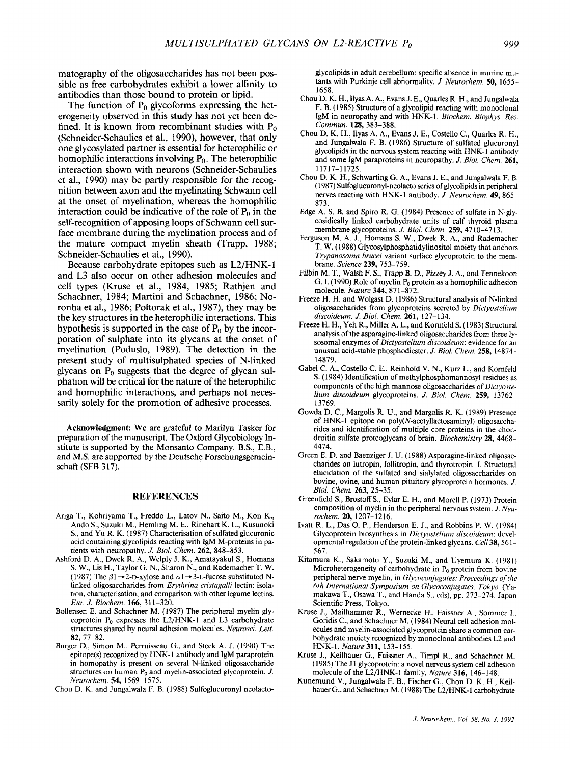matography of the oligosaccharides has not been possible as free carbohydrates exhibit a lower affinity to antibodies than those bound to protein or lipid.

The function of $P_0$ glycoforms expressing the heterogeneity observed in this study has not yet been defined. It is known from recombinant studies with $P_0$ (Schneider-Schaulies et al., 1990), however, that only one glycosylated partner is essential for heterophilic or homophilic interactions involving $P_0$. The heterophilic interaction shown with neurons (Schneider-Schaulies et al., 1990) may be partly responsible for the recognition between axon and the myelinating Schwann cell at the onset of myelination, whereas the homophilic interaction could be indicative of the role of $P_0$ in the self-recognition of apposing loops of Schwann cell surface membrane during the myelination process and of the mature compact myelin sheath (Trapp, 1988; Schneider-Schaulies et al., 1990).

Because carbohydrate epitopes such as L2/HNK-1 and L3 also occur on other adhesion molecules and cell types (Kruse et al., 1984, 1985; Rathjen and Schachner, 1984; Martini and Schachner, 1986; Noronha et al., 1986; Poltorak et al., 1987), they may be the key structures in the heterophilic interactions. This hypothesis is supported in the case of $P_0$ by the incorporation of sulphate into its glycans at the onset of myelination (Poduslo, 1989). The detection in the present study of multisulphated species of N-linked glycans on $P_0$ suggests that the degree of glycan sulphation will be critical for the nature of the heterophilic and homophilic interactions, and perhaps not necessarily solely for the promotion of adhesive processes.

**Acknowledgment:** We are grateful to Marilyn Tasker for preparation of the manuscript. The Oxford Glycobiology Institute is supported by the Monsanto Company. B.S., E.B., and M.S. are supported by the Deutsche Forschungsgemeinschaft (SFB 317).

## REFERENCES

Ariga T., Kohriyama T., Freddo L., Latov N., Saito M., Kon K., Ando S., Suzuki M., Hemling M. E., Rinehart K. L., Kusunoki S., and Yu R. K. (1987) Characterisation of sulfated glucuronic acid containing glycolipids reacting with IgM M-proteins in patients with neuropathy. *J. Biol. Chem.* **262**, 848–853.

Ashford D. A., Dwek R. A., Welply J. K., Amatayakul S., Homans S. W., Lis H., Taylor G. N., Sharon N., and Rademacher T. W. (1987) The $\beta 1 \rightarrow 2$-D-xylose and $\alpha 1 \rightarrow 3$-L-fucose substituted N-linked oligosaccharides from *Erythrina cristagalli* lectin: isolation, characterisation, and comparison with other legume lectins. *Eur. J. Biochem.* **166**, 311–320.

Bollensen E. and Schachner M. (1987) The peripheral myelin glycoprotein $P_0$ expresses the L2/HNK-1 and L3 carbohydrate structures shared by neural adhesion molecules. *Neurosci. Lett.* **82**, 77–82.

Burger D., Simon M., Perruisseau G., and Steck A. J. (1990) The epitope(s) recognized by HNK-1 antibody and IgM paraprotein in homopathy is present on several N-linked oligosaccharide structures on human $P_0$ and myelin-associated glycoprotein. *J. Neurochem.* **54**, 1569–1575.

Chou D. K. and Jungalwala F. B. (1988) Sulfoglucuronyl neolacto-glycolipids in adult cerebellum: specific absence in murine mutants with Purkinje cell abnormality. *J. Neurochem.* **50**, 1655–1658.

Chou D. K. H., Ilyas A. A., Evans J. E., Quarles R. H., and Jungalwala F. B. (1985) Structure of a glycolipid reacting with monoclonal IgM in neuropathy and with HNK-1. *Biochem. Biophys. Res. Commun.* **128**, 383–388.

Chou D. K. H., Ilyas A. A., Evans J. E., Costello C., Quarles R. H., and Jungalwala F. B. (1986) Structure of sulfated glucuronyl glycolipids in the nervous system reacting with HNK-1 antibody and some IgM paraproteins in neuropathy. *J. Biol. Chem.* **261**, 11717–11725.

Chou D. K. H., Schwarting G. A., Evans J. E., and Jungalwala F. B. (1987) Sulfoglucuronyl-neolacto series of glycolipids in peripheral nerves reacting with HNK-1 antibody. *J. Neurochem.* **49**, 865–873.

Edge A. S. B. and Spiro R. G. (1984) Presence of sulfate in N-glycosidically linked carbohydrate units of calf thyroid plasma membrane glycoproteins. *J. Biol. Chem.* **259**, 4710–4713.

Ferguson M. A. J., Homans S. W., Dwek R. A., and Rademacher T. W. (1988) Glycosylphosphatidylinositol moiety that anchors *Trypanosoma brucei* variant surface glycoprotein to the membrane. *Science* **239**, 753–759.

Filbin M. T., Walsh F. S., Trapp B. D., Pizzey J. A., and Tennekoon G. I. (1990) Role of myelin $P_0$ protein as a homophilic adhesion molecule. *Nature* **344**, 871–872.

Freeze H. H. and Wolgast D. (1986) Structural analysis of N-linked oligosaccharides from glycoproteins secreted by *Dictyostelium discoideum*. *J. Biol. Chem.* **261**, 127–134.

Freeze H. H., Yeh R., Miller A. L., and Kornfeld S. (1983) Structural analysis of the asparagine-linked oligosaccharides from three lysosomal enzymes of *Dictyostelium discoideum*: evidence for an unusual acid-stable phosphodiester. *J. Biol. Chem.* **258**, 14874–14879.

Gabel C. A., Costello C. E., Reinhold V. N., Kurz L., and Kornfeld S. (1984) Identification of methylphosphomannosyl residues as components of the high mannose oligosaccharides of *Dictyostelium discoideum* glycoproteins. *J. Biol. Chem.* **259**, 13762–13769.

Gowda D. C., Margolis R. U., and Margolis R. K. (1989) Presence of HNK-1 epitope on poly(*N*-acetyllactosaminyl) oligosaccharides and identification of multiple core proteins in the chondroitin sulfate proteoglycans of brain. *Biochemistry* **28**, 4468–4474.

Green E. D. and Baenziger J. U. (1988) Asparagine-linked oligosaccharides on lutropin, follitropin, and thyrotropin. I. Structural elucidation of the sulfated and sialylated oligosaccharides on bovine, ovine, and human pituitary glycoprotein hormones. *J. Biol. Chem.* **263**, 25–35.

Greenfield S., Brostoff S., Eylar E. H., and Morell P. (1973) Protein composition of myelin in the peripheral nervous system. *J. Neurochem.* **20**, 1207–1216.

Ivatt R. L., Das O. P., Henderson E. J., and Robbins P. W. (1984) Glycoprotein biosynthesis in *Dictyostelium discoideum*: developmental regulation of the protein-linked glycans. *Cell* **38**, 561–567.

Kitamura K., Sakamoto Y., Suzuki M., and Uyemura K. (1981) Microheterogeneity of carbohydrate in $P_0$ protein from bovine peripheral nerve myelin, in *Glycoconjugates: Proceedings of the 6th International Symposium on Glycoconjugates, Tokyo*. (Yamakawa T., Osawa T., and Handa S., eds), pp. 273–274. Japan Scientific Press, Tokyo.

Kruse J., Mailhammer R., Wernecke H., Faissner A., Sommer I., Goridis C., and Schachner M. (1984) Neural cell adhesion molecules and myelin-associated glycoprotein share a common carbohydrate moiety recognized by monoclonal antibodies L2 and HNK-1. *Nature* **311**, 153–155.

Kruse J., Keilhauer G., Faissner A., Timpl R., and Schachner M. (1985) The J1 glycoprotein: a novel nervous system cell adhesion molecule of the L2/HNK-1 family. *Nature* **316**, 146–148.

Kunemund V., Jungalwala F. B., Fischer G., Chou D. K. H., Keilhauer G., and Schachner M. (1988) The L2/HNK-1 carbohydrate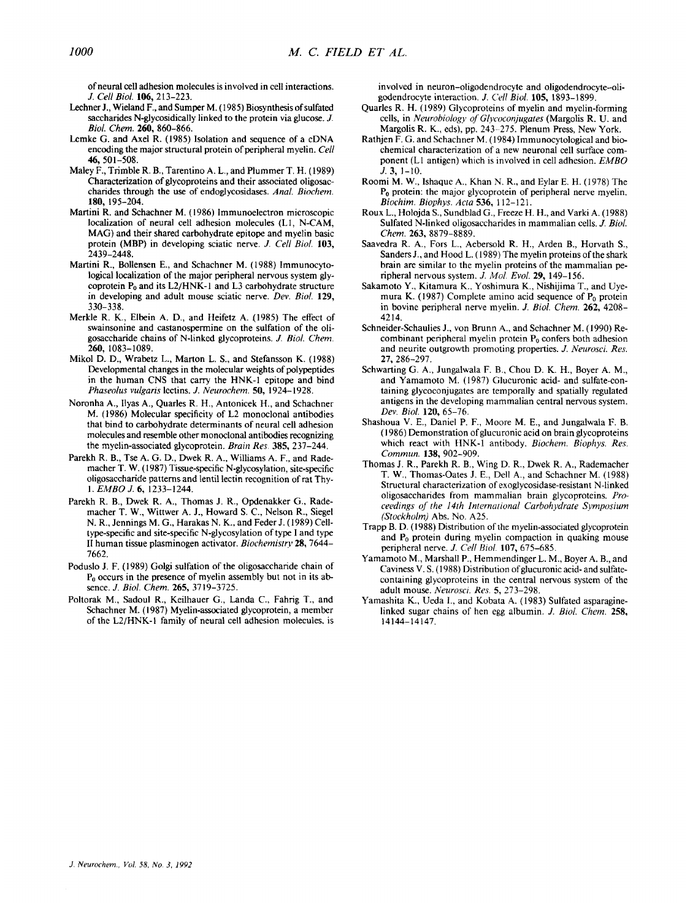of neural cell adhesion molecules is involved in cell interactions. *J. Cell Biol.* **106,** 213–223.

Lechner J., Wieland F., and Sumper M. (1985) Biosynthesis of sulfated saccharides N-glycosidically linked to the protein via glucose. *J. Biol. Chem.* **260,** 860–866.

Lemke G. and Axel R. (1985) Isolation and sequence of a cDNA encoding the major structural protein of peripheral myelin. *Cell* **46,** 501–508.

Maley F., Trimble R. B., Tarentino A. L., and Plummer T. H. (1989) Characterization of glycoproteins and their associated oligosaccharides through the use of endoglycosidases. *Anal. Biochem.* **180,** 195–204.

Martini R. and Schachner M. (1986) Immunoelectron microscopic localization of neural cell adhesion molecules (L1, N-CAM, MAG) and their shared carbohydrate epitope and myelin basic protein (MBP) in developing sciatic nerve. *J. Cell Biol.* **103,** 2439–2448.

Martini R., Bollensen E., and Schachner M. (1988) Immunocytological localization of the major peripheral nervous system glycoprotein $P_0$ and its L2/HNK-1 and L3 carbohydrate structure in developing and adult mouse sciatic nerve. *Dev. Biol.* **129,** 330–338.

Merkle R. K., Elbein A. D., and Heifetz A. (1985) The effect of swainsonine and castanospermine on the sulfation of the oligosaccharide chains of N-linked glycoproteins. *J. Biol. Chem.* **260,** 1083–1089.

Mikol D. D., Wrabetz L., Marton L. S., and Stefansson K. (1988) Developmental changes in the molecular weights of polypeptides in the human CNS that carry the HNK-1 epitope and bind *Phaseolus vulgaris* lectins. *J. Neurochem.* **50,** 1924–1928.

Noronha A., Ilyas A., Quarles R. H., Antonicek H., and Schachner M. (1986) Molecular specificity of L2 monoclonal antibodies that bind to carbohydrate determinants of neural cell adhesion molecules and resemble other monoclonal antibodies recognizing the myelin-associated glycoprotein. *Brain Res.* **385,** 237–244.

Parekh R. B., Tse A. G. D., Dwek R. A., Williams A. F., and Rademacher T. W. (1987) Tissue-specific N-glycosylation, site-specific oligosaccharide patterns and lentil lectin recognition of rat Thy-1. *EMBO J.* **6,** 1233–1244.

Parekh R. B., Dwek R. A., Thomas J. R., Opdenakker G., Rademacher T. W., Wittwer A. J., Howard S. C., Nelson R., Siegel N. R., Jennings M. G., Harakas N. K., and Feder J. (1989) Cell-type-specific and site-specific N-glycosylation of type I and type II human tissue plasminogen activator. *Biochemistry* **28,** 7644–7662.

Poduslo J. F. (1989) Golgi sulfation of the oligosaccharide chain of $P_0$ occurs in the presence of myelin assembly but not in its absence. *J. Biol. Chem.* **265,** 3719–3725.

Poltorak M., Sadoul R., Keilhauer G., Landa C., Fahrig T., and Schachner M. (1987) Myelin-associated glycoprotein, a member of the L2/HNK-1 family of neural cell adhesion molecules, is involved in neuron–oligodendrocyte and oligodendrocyte–oligodendrocyte interaction. *J. Cell Biol.* **105,** 1893–1899.

Quarles R. H. (1989) Glycoproteins of myelin and myelin-forming cells, in *Neurobiology of Glycoconjugates* (Margolis R. U. and Margolis R. K., eds), pp. 243–275. Plenum Press, New York.

Rathjen F. G. and Schachner M. (1984) Immunocytological and biochemical characterization of a new neuronal cell surface component (L1 antigen) which is involved in cell adhesion. *EMBO J.* **3,** 1–10.

Roomi M. W., Ishaque A., Khan N. R., and Eylar E. H. (1978) The $P_0$ protein: the major glycoprotein of peripheral nerve myelin. *Biochim. Biophys. Acta* **536,** 112–121.

Roux L., Holojda S., Sundblad G., Freeze H. H., and Varki A. (1988) Sulfated N-linked oligosaccharides in mammalian cells. *J. Biol. Chem.* **263,** 8879–8889.

Saavedra R. A., Fors L., Aebersold R. H., Arden B., Horvath S., Sanders J., and Hood L. (1989) The myelin proteins of the shark brain are similar to the myelin proteins of the mammalian peripheral nervous system. *J. Mol. Evol.* **29,** 149–156.

Sakamoto Y., Kitamura K., Yoshimura K., Nishijima T., and Uyemura K. (1987) Complete amino acid sequence of $P_0$ protein in bovine peripheral nerve myelin. *J. Biol. Chem.* **262,** 4208–4214.

Schneider-Schaulies J., von Brunn A., and Schachner M. (1990) Recombinant peripheral myelin protein $P_0$ confers both adhesion and neurite outgrowth promoting properties. *J. Neurosci. Res.* **27,** 286–297.

Schwarting G. A., Jungalwala F. B., Chou D. K. H., Boyer A. M., and Yamamoto M. (1987) Glucuronic acid- and sulfate-containing glycoconjugates are temporally and spatially regulated antigens in the developing mammalian central nervous system. *Dev. Biol.* **120,** 65–76.

Shashoua V. E., Daniel P. F., Moore M. E., and Jungalwala F. B. (1986) Demonstration of glucuronic acid on brain glycoproteins which react with HNK-1 antibody. *Biochem. Biophys. Res. Commun.* **138,** 902–909.

Thomas J. R., Parekh R. B., Wing D. R., Dwek R. A., Rademacher T. W., Thomas-Oates J. E., Dell A., and Schachner M. (1988) Structural characterization of exoglycosidase-resistant N-linked oligosaccharides from mammalian brain glycoproteins. *Proceedings of the 14th International Carbohydrate Symposium (Stockholm)* Abs. No. A25.

Trapp B. D. (1988) Distribution of the myelin-associated glycoprotein and $P_0$ protein during myelin compaction in quaking mouse peripheral nerve. *J. Cell Biol.* **107,** 675–685.

Yamamoto M., Marshall P., Hemmendinger L. M., Boyer A. B., and Caviness V. S. (1988) Distribution of glucuronic acid- and sulfate-containing glycoproteins in the central nervous system of the adult mouse. *Neurosci. Res.* **5,** 273–298.

Yamashita K., Ueda I., and Kobata A. (1983) Sulfated asparagine-linked sugar chains of hen egg albumin. *J. Biol. Chem.* **258,** 14144–14147.